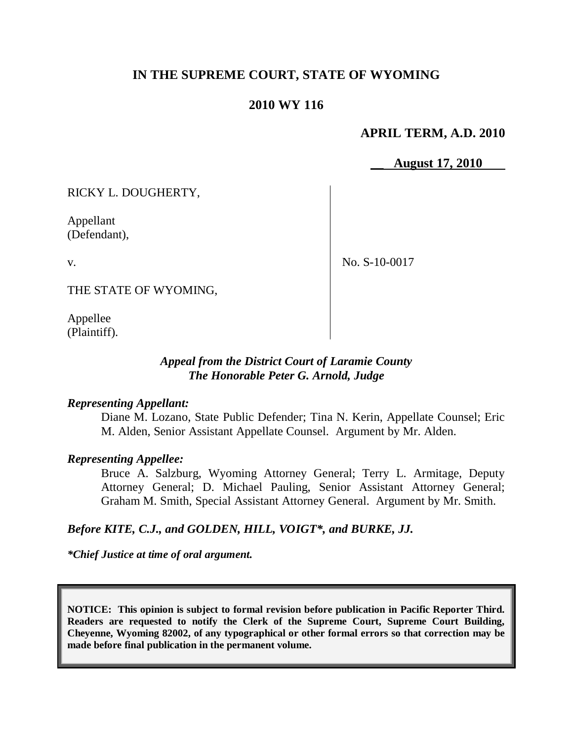**IN THE SUPREME COURT, STATE OF WYOMING**

**2010 WY 116**

**APRIL TERM, A.D. 2010**

**August 17, 2010**

| | |
|---|---|
| RICKY L. DOUGHERTY,<br><br>Appellant<br>(Defendant),<br><br>v.<br><br>THE STATE OF WYOMING,<br><br>Appellee<br>(Plaintiff). | No. S-10-0017 |

***Appeal from the District Court of Laramie County***
***The Honorable Peter G. Arnold, Judge***

***Representing Appellant:***

Diane M. Lozano, State Public Defender; Tina N. Kerin, Appellate Counsel; Eric M. Alden, Senior Assistant Appellate Counsel. Argument by Mr. Alden.

***Representing Appellee:***

Bruce A. Salzburg, Wyoming Attorney General; Terry L. Armitage, Deputy Attorney General; D. Michael Pauling, Senior Assistant Attorney General; Graham M. Smith, Special Assistant Attorney General. Argument by Mr. Smith.

***Before KITE, C.J., and GOLDEN, HILL, VOIGT\*, and BURKE, JJ.***

***\*Chief Justice at time of oral argument.***

**NOTICE: This opinion is subject to formal revision before publication in Pacific Reporter Third. Readers are requested to notify the Clerk of the Supreme Court, Supreme Court Building, Cheyenne, Wyoming 82002, of any typographical or other formal errors so that correction may be made before final publication in the permanent volume.**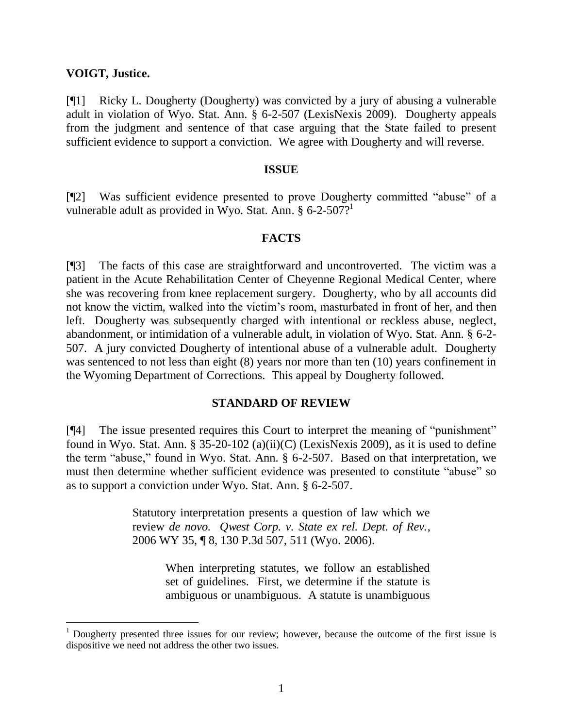**VOIGT, Justice.**

[¶1] Ricky L. Dougherty (Dougherty) was convicted by a jury of abusing a vulnerable adult in violation of Wyo. Stat. Ann. § 6-2-507 (LexisNexis 2009). Dougherty appeals from the judgment and sentence of that case arguing that the State failed to present sufficient evidence to support a conviction. We agree with Dougherty and will reverse.

## ISSUE

[¶2] Was sufficient evidence presented to prove Dougherty committed "abuse" of a vulnerable adult as provided in Wyo. Stat. Ann. § 6-2-507?[1]

## FACTS

[¶3] The facts of this case are straightforward and uncontroverted. The victim was a patient in the Acute Rehabilitation Center of Cheyenne Regional Medical Center, where she was recovering from knee replacement surgery. Dougherty, who by all accounts did not know the victim, walked into the victim's room, masturbated in front of her, and then left. Dougherty was subsequently charged with intentional or reckless abuse, neglect, abandonment, or intimidation of a vulnerable adult, in violation of Wyo. Stat. Ann. § 6-2-507. A jury convicted Dougherty of intentional abuse of a vulnerable adult. Dougherty was sentenced to not less than eight (8) years nor more than ten (10) years confinement in the Wyoming Department of Corrections. This appeal by Dougherty followed.

## STANDARD OF REVIEW

[¶4] The issue presented requires this Court to interpret the meaning of "punishment" found in Wyo. Stat. Ann. § 35-20-102 (a)(ii)(C) (LexisNexis 2009), as it is used to define the term "abuse," found in Wyo. Stat. Ann. § 6-2-507. Based on that interpretation, we must then determine whether sufficient evidence was presented to constitute "abuse" so as to support a conviction under Wyo. Stat. Ann. § 6-2-507.

> Statutory interpretation presents a question of law which we review *de novo. Qwest Corp. v. State ex rel. Dept. of Rev.*, 2006 WY 35, ¶ 8, 130 P.3d 507, 511 (Wyo. 2006).
>
> > When interpreting statutes, we follow an established set of guidelines. First, we determine if the statute is ambiguous or unambiguous. A statute is unambiguous

[1] Dougherty presented three issues for our review; however, because the outcome of the first issue is dispositive we need not address the other two issues.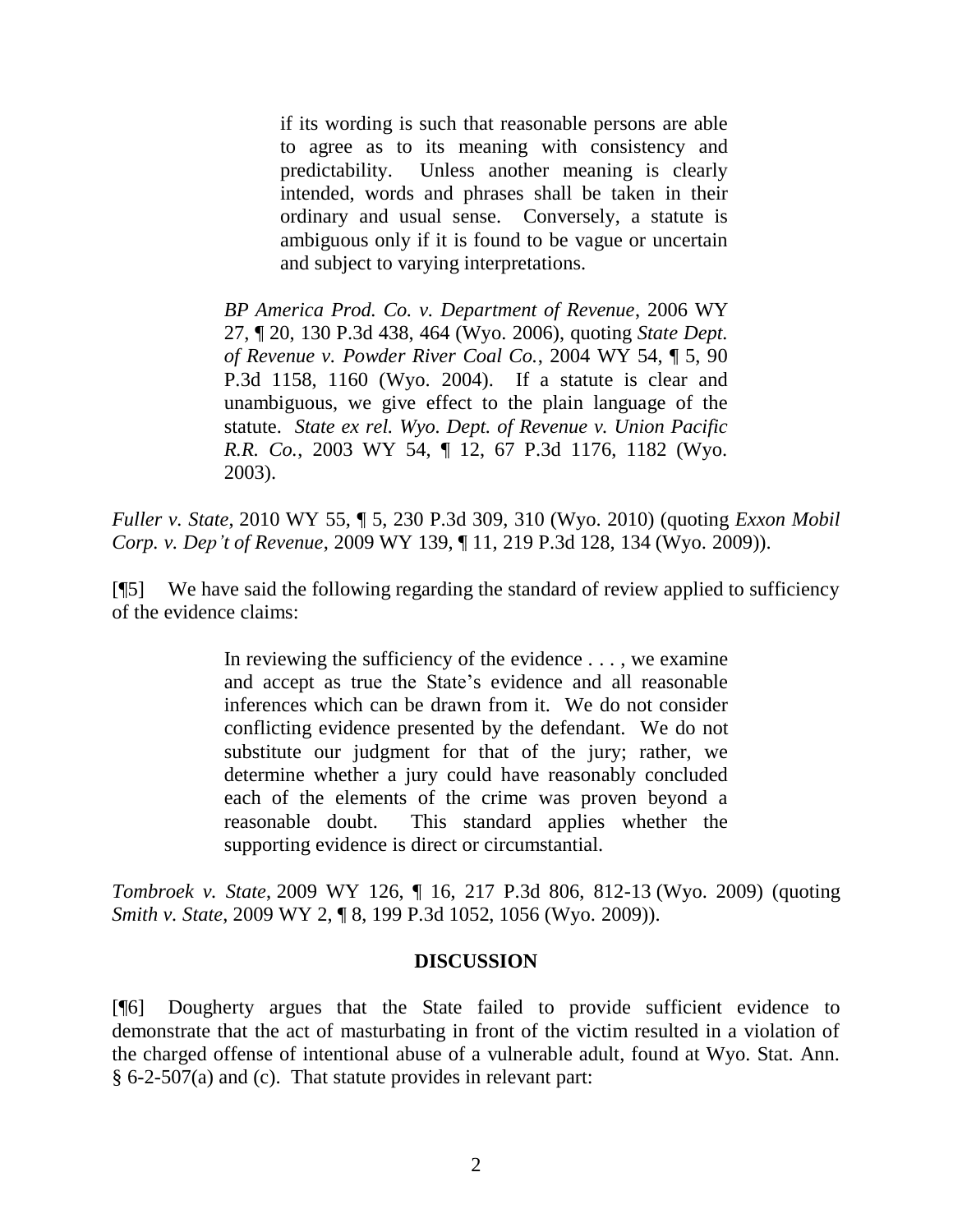> if its wording is such that reasonable persons are able to agree as to its meaning with consistency and predictability. Unless another meaning is clearly intended, words and phrases shall be taken in their ordinary and usual sense. Conversely, a statute is ambiguous only if it is found to be vague or uncertain and subject to varying interpretations.
>
> *BP America Prod. Co. v. Department of Revenue*, 2006 WY 27, ¶ 20, 130 P.3d 438, 464 (Wyo. 2006), quoting *State Dept. of Revenue v. Powder River Coal Co.*, 2004 WY 54, ¶ 5, 90 P.3d 1158, 1160 (Wyo. 2004). If a statute is clear and unambiguous, we give effect to the plain language of the statute. *State ex rel. Wyo. Dept. of Revenue v. Union Pacific R.R. Co.*, 2003 WY 54, ¶ 12, 67 P.3d 1176, 1182 (Wyo. 2003).

*Fuller v. State*, 2010 WY 55, ¶ 5, 230 P.3d 309, 310 (Wyo. 2010) (quoting *Exxon Mobil Corp. v. Dep't of Revenue*, 2009 WY 139, ¶ 11, 219 P.3d 128, 134 (Wyo. 2009)).

[¶5] We have said the following regarding the standard of review applied to sufficiency of the evidence claims:

> In reviewing the sufficiency of the evidence . . . , we examine and accept as true the State's evidence and all reasonable inferences which can be drawn from it. We do not consider conflicting evidence presented by the defendant. We do not substitute our judgment for that of the jury; rather, we determine whether a jury could have reasonably concluded each of the elements of the crime was proven beyond a reasonable doubt. This standard applies whether the supporting evidence is direct or circumstantial.

*Tombroek v. State*, 2009 WY 126, ¶ 16, 217 P.3d 806, 812-13 (Wyo. 2009) (quoting *Smith v. State*, 2009 WY 2, ¶ 8, 199 P.3d 1052, 1056 (Wyo. 2009)).

## DISCUSSION

[¶6] Dougherty argues that the State failed to provide sufficient evidence to demonstrate that the act of masturbating in front of the victim resulted in a violation of the charged offense of intentional abuse of a vulnerable adult, found at Wyo. Stat. Ann. § 6-2-507(a) and (c). That statute provides in relevant part: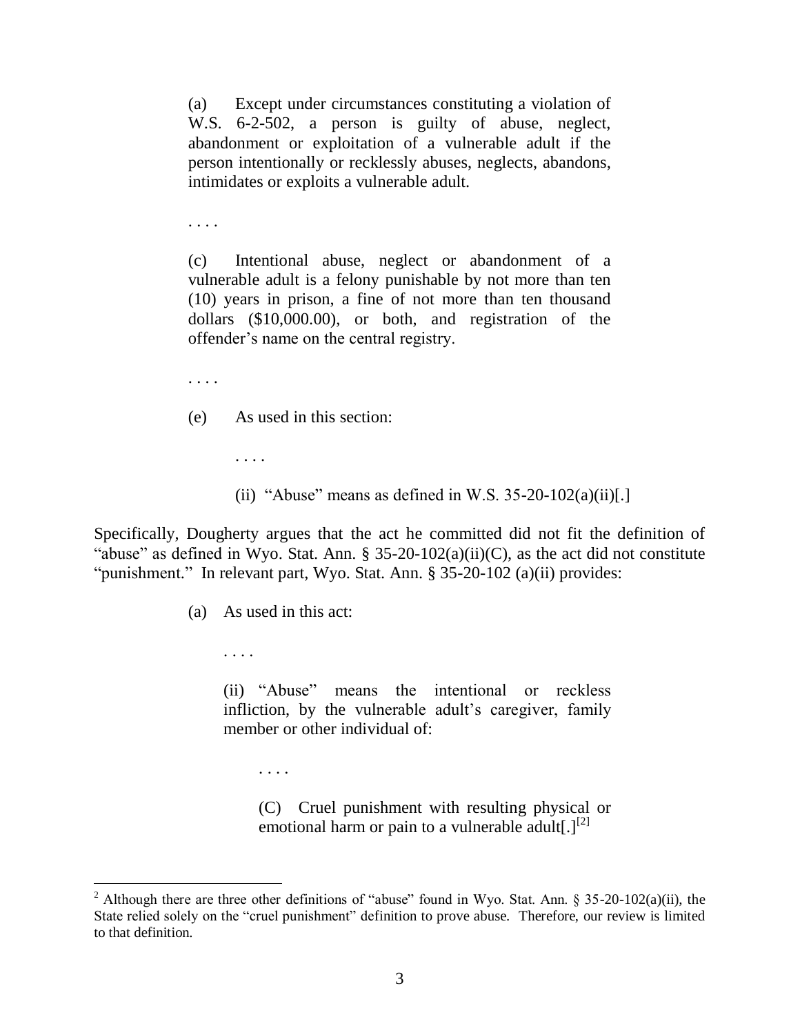> (a) Except under circumstances constituting a violation of W.S. 6-2-502, a person is guilty of abuse, neglect, abandonment or exploitation of a vulnerable adult if the person intentionally or recklessly abuses, neglects, abandons, intimidates or exploits a vulnerable adult.
>
> . . . .
>
> (c) Intentional abuse, neglect or abandonment of a vulnerable adult is a felony punishable by not more than ten (10) years in prison, a fine of not more than ten thousand dollars ($10,000.00), or both, and registration of the offender's name on the central registry.
>
> . . . .
>
> (e) As used in this section:
>
> . . . .
>
> (ii) "Abuse" means as defined in W.S. 35-20-102(a)(ii)[.]

Specifically, Dougherty argues that the act he committed did not fit the definition of "abuse" as defined in Wyo. Stat. Ann. § 35-20-102(a)(ii)(C), as the act did not constitute "punishment." In relevant part, Wyo. Stat. Ann. § 35-20-102 (a)(ii) provides:

> (a) As used in this act:
>
> . . . .
>
> (ii) "Abuse" means the intentional or reckless infliction, by the vulnerable adult's caregiver, family member or other individual of:
>
> . . . .
>
> (C) Cruel punishment with resulting physical or emotional harm or pain to a vulnerable adult[.][2]

---

[2] Although there are three other definitions of "abuse" found in Wyo. Stat. Ann. § 35-20-102(a)(ii), the State relied solely on the "cruel punishment" definition to prove abuse. Therefore, our review is limited to that definition.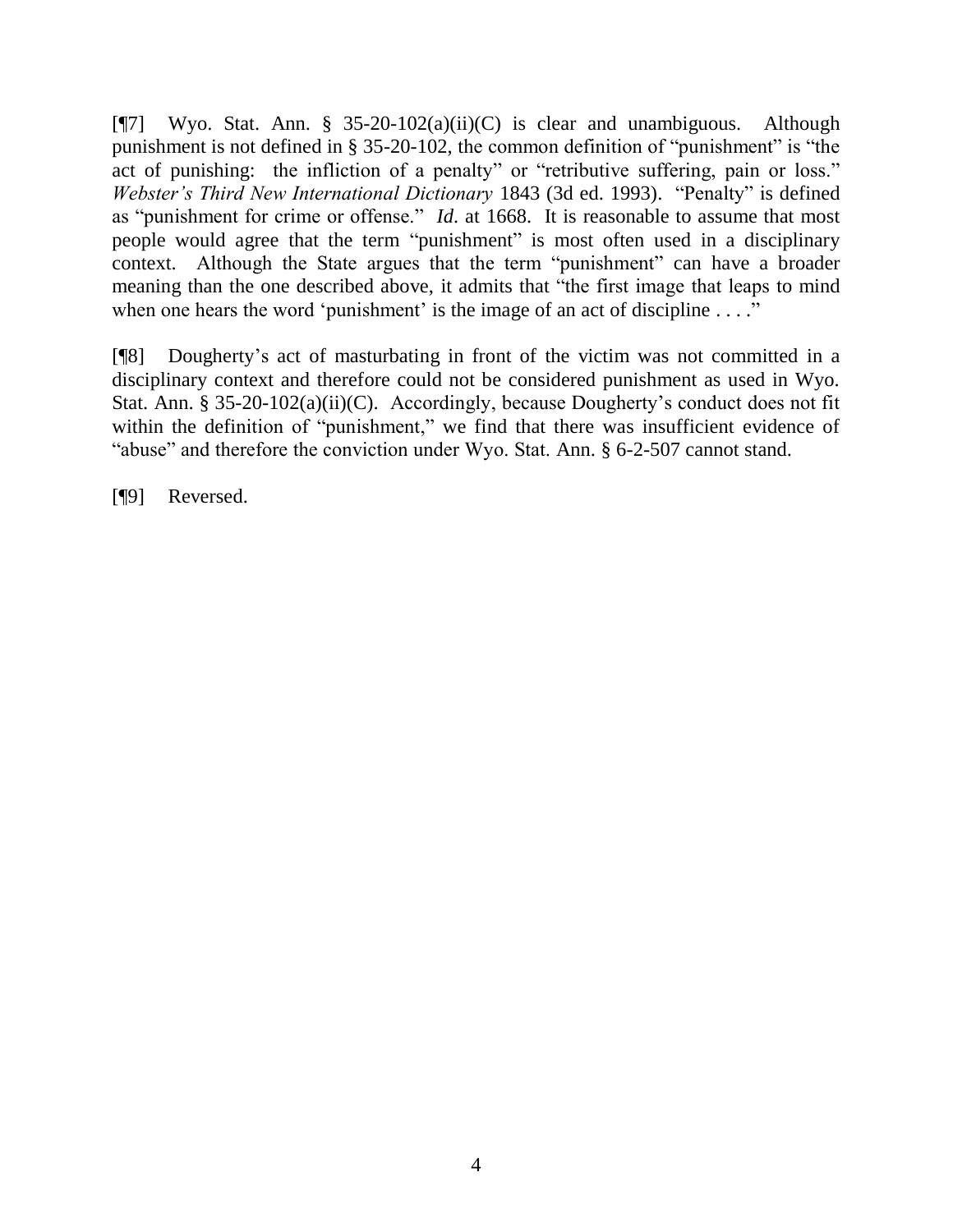[¶7] Wyo. Stat. Ann. § 35-20-102(a)(ii)(C) is clear and unambiguous. Although punishment is not defined in § 35-20-102, the common definition of "punishment" is "the act of punishing: the infliction of a penalty" or "retributive suffering, pain or loss." *Webster's Third New International Dictionary* 1843 (3d ed. 1993). "Penalty" is defined as "punishment for crime or offense." *Id*. at 1668. It is reasonable to assume that most people would agree that the term "punishment" is most often used in a disciplinary context. Although the State argues that the term "punishment" can have a broader meaning than the one described above, it admits that "the first image that leaps to mind when one hears the word 'punishment' is the image of an act of discipline . . . ."

[¶8] Dougherty's act of masturbating in front of the victim was not committed in a disciplinary context and therefore could not be considered punishment as used in Wyo. Stat. Ann. § 35-20-102(a)(ii)(C). Accordingly, because Dougherty's conduct does not fit within the definition of "punishment," we find that there was insufficient evidence of "abuse" and therefore the conviction under Wyo. Stat. Ann. § 6-2-507 cannot stand.

[¶9] Reversed.